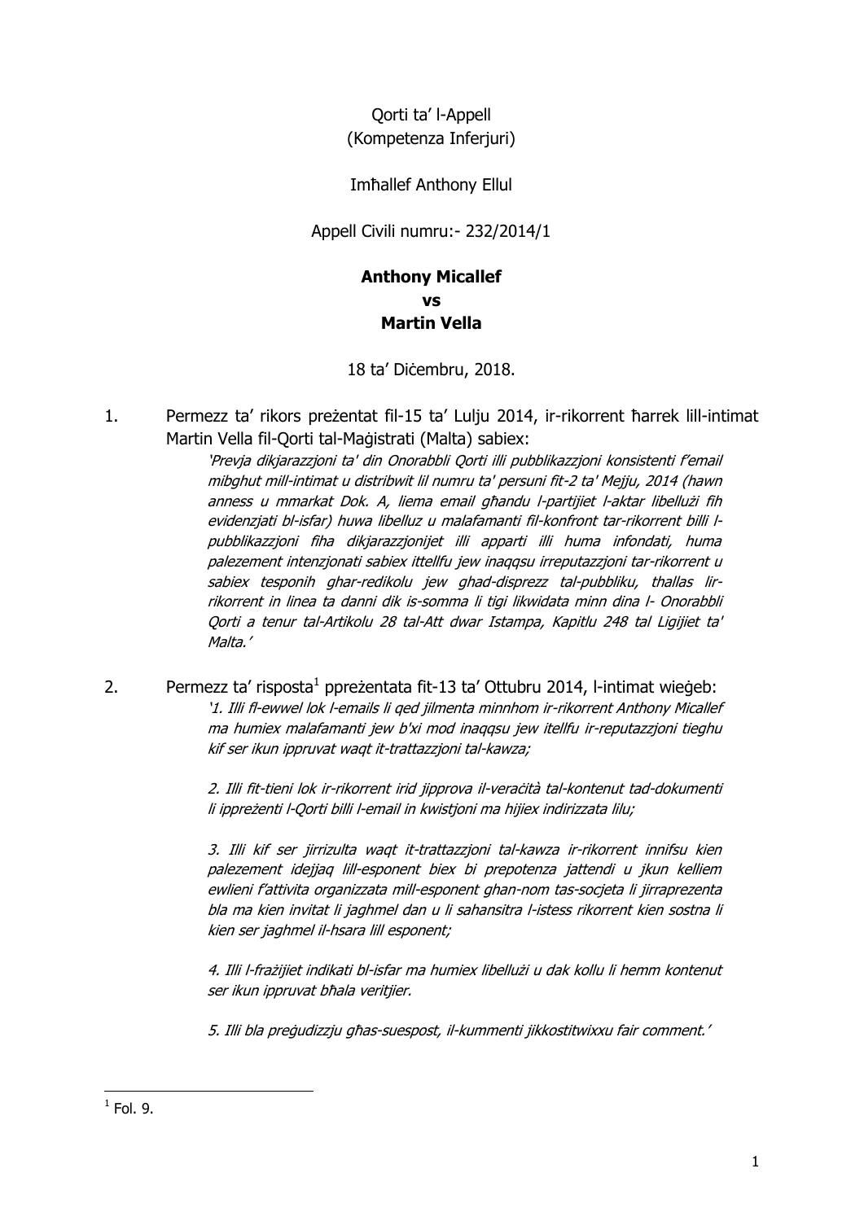Qorti ta' l-Appell
(Kompetenza Inferjuri)

Imħallef Anthony Ellul

Appell Civili numru:- 232/2014/1

**Anthony Micallef**
**vs**
**Martin Vella**

18 ta' Diċembru, 2018.

1. Permezz ta' rikors preżentat fil-15 ta' Lulju 2014, ir-rikorrent ħarrek lill-intimat Martin Vella fil-Qorti tal-Maġistrati (Malta) sabiex:

   *'Prevja dikjarazzjoni ta' din Onorabbli Qorti illi pubblikazzjoni konsistenti f'email mibghut mill-intimat u distribwit lil numru ta' persuni fit-2 ta' Mejju, 2014 (hawn anness u mmarkat Dok. A, liema email għandu l-partijiet l-aktar libelluži fih evidenzjati bl-isfar) huwa libelluz u malafamanti fil-konfront tar-rikorrent billi l-pubblikazzjoni fiha dikjarazzjonijet illi apparti illi huma infondati, huma palezement intenzjonati sabiex ittellfu jew inaqqsu irreputazzjoni tar-rikorrent u sabiex tesponih ghar-redikolu jew ghad-disprezz tal-pubbliku, thallas lir-rikorrent in linea ta danni dik is-somma li tigi likwidata minn dina l- Onorabbli Qorti a tenur tal-Artikolu 28 tal-Att dwar Istampa, Kapitlu 248 tal Ligijiet ta' Malta.'*

2. Permezz ta' risposta[1] ppreżentata fit-13 ta' Ottubru 2014, l-intimat wieġeb:

   *'1. Illi fl-ewwel lok l-emails li qed jilmenta minnhom ir-rikorrent Anthony Micallef ma humiex malafamanti jew b'xi mod inaqqsu jew itellfu ir-reputazzjoni tieghu kif ser ikun ippruvat waqt it-trattazzjoni tal-kawza;*

   *2. Illi fit-tieni lok ir-rikorrent irid jipprova il-veraċità tal-kontenut tad-dokumenti li ippreżenti l-Qorti billi l-email in kwistjoni ma hijiex indirizzata lilu;*

   *3. Illi kif ser jirrizulta waqt it-trattazzjoni tal-kawza ir-rikorrent innifsu kien palezement idejjaq lill-esponent biex bi prepotenza jattendi u jkun kelliem ewlieni f'attivita organizzata mill-esponent ghan-nom tas-socjeta li jirraprezenta bla ma kien invitat li jaghmel dan u li sahansitra l-istess rikorrent kien sostna li kien ser jaghmel il-hsara lill esponent;*

   *4. Illi l-frażijiet indikati bl-isfar ma humiex libelluži u dak kollu li hemm kontenut ser ikun ippruvat bħala veritjier.*

   *5. Illi bla preġudizzju għas-suespost, il-kummenti jikkostitwixxu fair comment.'*

[1] Fol. 9.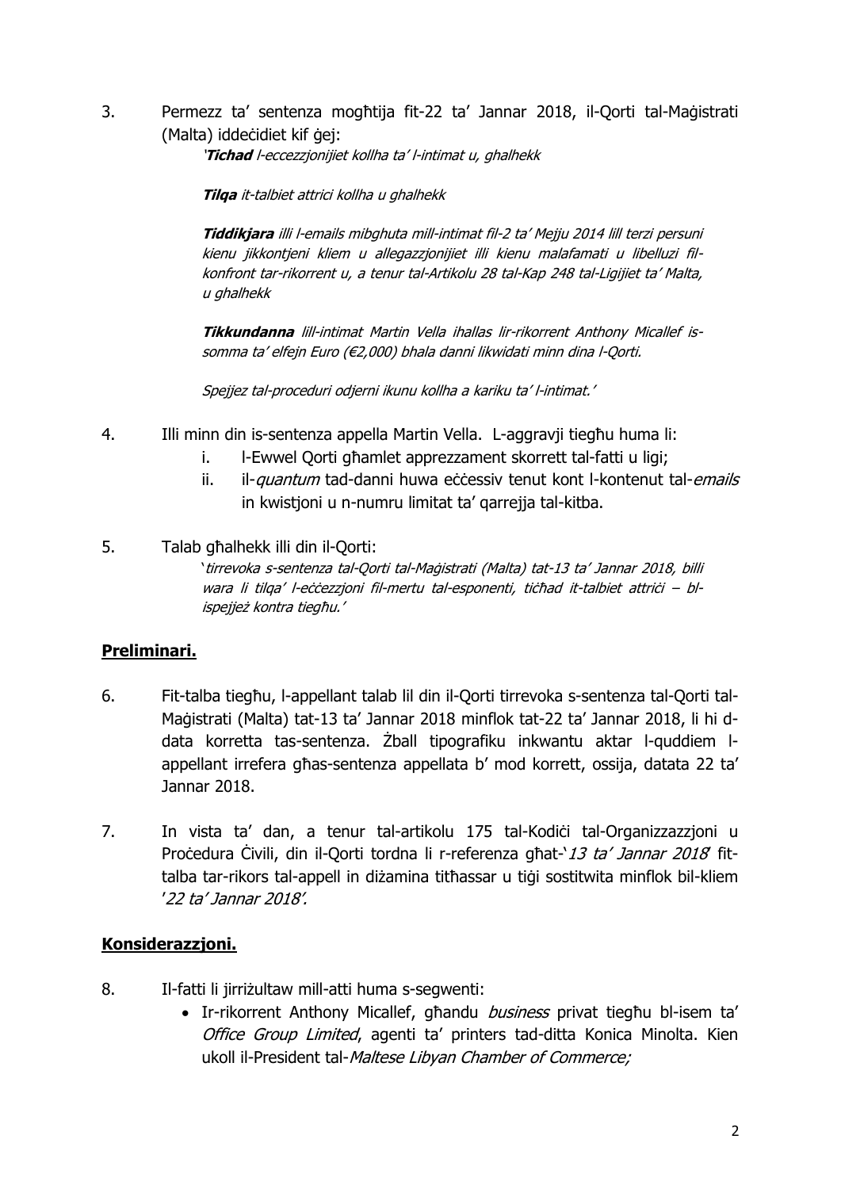3. Permezz ta' sentenza mogħtija fit-22 ta' Jannar 2018, il-Qorti tal-Maġistrati (Malta) iddeċidiet kif ġej:

   *'**Tichad** l-eccezzjonijiet kollha ta' l-intimat u, ghalhekk*

   ***Tilqa** it-talbiet attrici kollha u ghalhekk*

   ***Tiddikjara** illi l-emails mibghuta mill-intimat fil-2 ta' Mejju 2014 lill terzi persuni kienu jikkontjeni kliem u allegazzjonijiet illi kienu malafamati u libelluzi fil-konfront tar-rikorrent u, a tenur tal-Artikolu 28 tal-Kap 248 tal-Ligijiet ta' Malta, u ghalhekk*

   ***Tikkundanna** lill-intimat Martin Vella ihallas lir-rikorrent Anthony Micallef is-somma ta' elfejn Euro (€2,000) bhala danni likwidati minn dina l-Qorti.*

   *Spejjez tal-proceduri odjerni ikunu kollha a kariku ta' l-intimat.'*

4. Illi minn din is-sentenza appella Martin Vella. L-aggravji tiegħu huma li:
   i. l-Ewwel Qorti għamlet apprezzament skorrett tal-fatti u ligi;
   ii. il-*quantum* tad-danni huwa eċċessiv tenut kont l-kontenut tal-*emails* in kwistjoni u n-numru limitat ta' qarrejja tal-kitba.

5. Talab għalhekk illi din il-Qorti:

   *'tirrevoka s-sentenza tal-Qorti tal-Maġistrati (Malta) tat-13 ta' Jannar 2018, billi wara li tilqa' l-eċċezzjoni fil-mertu tal-esponenti, tiċħad it-talbiet attriċi – bl-ispejjeż kontra tiegħu.'*

## **Preliminari.**

6. Fit-talba tiegħu, l-appellant talab lil din il-Qorti tirrevoka s-sentenza tal-Qorti tal-Maġistrati (Malta) tat-13 ta' Jannar 2018 minflok tat-22 ta' Jannar 2018, li hi d-data korretta tas-sentenza. Żball tipografiku inkwantu aktar l-quddiem l-appellant irrefera għas-sentenza appellata b' mod korrett, ossija, datata 22 ta' Jannar 2018.

7. In vista ta' dan, a tenur tal-artikolu 175 tal-Kodiċi tal-Organizzazzjoni u Proċedura Ċivili, din il-Qorti tordna li r-referenza għat-'*13 ta' Jannar 2018*' fit-talba tar-rikors tal-appell in diżamina titħassar u tiġi sostitwita minflok bil-kliem '*22 ta' Jannar 2018*'.

## **Konsiderazzjoni.**

8. Il-fatti li jirriżultaw mill-atti huma s-segwenti:
   - Ir-rikorrent Anthony Micallef, għandu *business* privat tiegħu bl-isem ta' *Office Group Limited*, agenti ta' printers tad-ditta Konica Minolta. Kien ukoll il-President tal-*Maltese Libyan Chamber of Commerce;*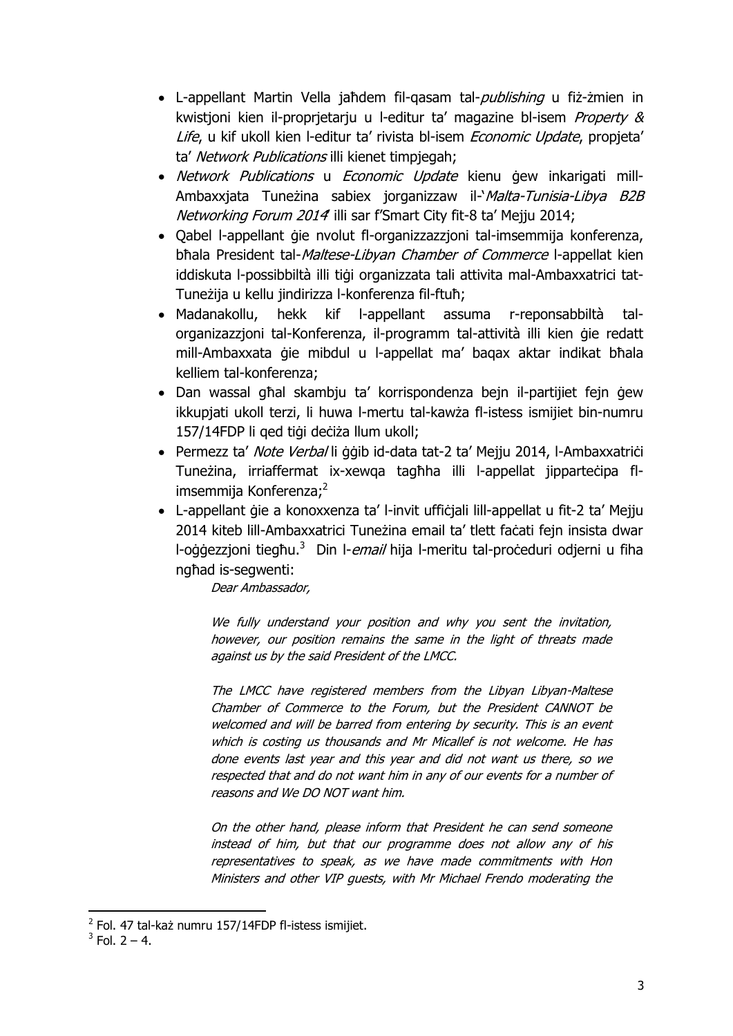- L-appellant Martin Vella jaħdem fil-qasam tal-*publishing* u fiż-żmien in kwistjoni kien il-proprjetarju u l-editur ta' magazine bl-isem *Property & Life*, u kif ukoll kien l-editur ta' rivista bl-isem *Economic Update*, propjeta' ta' *Network Publications* illi kienet timpjegah;
- *Network Publications* u *Economic Update* kienu ġew inkarigati mill-Ambaxxjata Tuneżina sabiex jorganizzaw il-'*Malta-Tunisia-Libya B2B Networking Forum 2014*' illi sar f'Smart City fit-8 ta' Mejju 2014;
- Qabel l-appellant ġie nvolut fl-organizzazzjoni tal-imsemmija konferenza, bħala President tal-*Maltese-Libyan Chamber of Commerce* l-appellat kien iddiskuta l-possibbiltà illi tiġi organizzata tali attivita mal-Ambaxxatrici tat-Tuneżija u kellu jindirizza l-konferenza fil-ftuħ;
- Madanakollu, hekk kif l-appellant assuma r-reponsabbiltà tal-organizazzjoni tal-Konferenza, il-programm tal-attività illi kien ġie redatt mill-Ambaxxata ġie mibdul u l-appellat ma' baqax aktar indikat bħala kelliem tal-konferenza;
- Dan wassal għal skambju ta' korrispondenza bejn il-partijiet fejn ġew ikkupjati ukoll terzi, li huwa l-mertu tal-kawża fl-istess ismijiet bin-numru 157/14FDP li qed tiġi deċiża llum ukoll;
- Permezz ta' *Note Verbal* li ġġib id-data tat-2 ta' Mejju 2014, l-Ambaxxatriċi Tuneżina, irriaffermat ix-xewqa tagħha illi l-appellat jippartecipa fl-imsemmija Konferenza;[2]
- L-appellant ġie a konoxxenza ta' l-invit uffiċjali lill-appellat u fit-2 ta' Mejju 2014 kiteb lill-Ambaxxatrici Tuneżina email ta' tlett faċati fejn insista dwar l-oġġezzjoni tiegħu.[3] Din l-*email* hija l-meritu tal-proċeduri odjerni u fiha ngħad is-segwenti:

  *Dear Ambassador,*

  *We fully understand your position and why you sent the invitation, however, our position remains the same in the light of threats made against us by the said President of the LMCC.*

  *The LMCC have registered members from the Libyan Libyan-Maltese Chamber of Commerce to the Forum, but the President CANNOT be welcomed and will be barred from entering by security. This is an event which is costing us thousands and Mr Micallef is not welcome. He has done events last year and this year and did not want us there, so we respected that and do not want him in any of our events for a number of reasons and We DO NOT want him.*

  *On the other hand, please inform that President he can send someone instead of him, but that our programme does not allow any of his representatives to speak, as we have made commitments with Hon Ministers and other VIP guests, with Mr Michael Frendo moderating the*

---

[2] Fol. 47 tal-każ numru 157/14FDP fl-istess ismijiet.

[3] Fol. 2 – 4.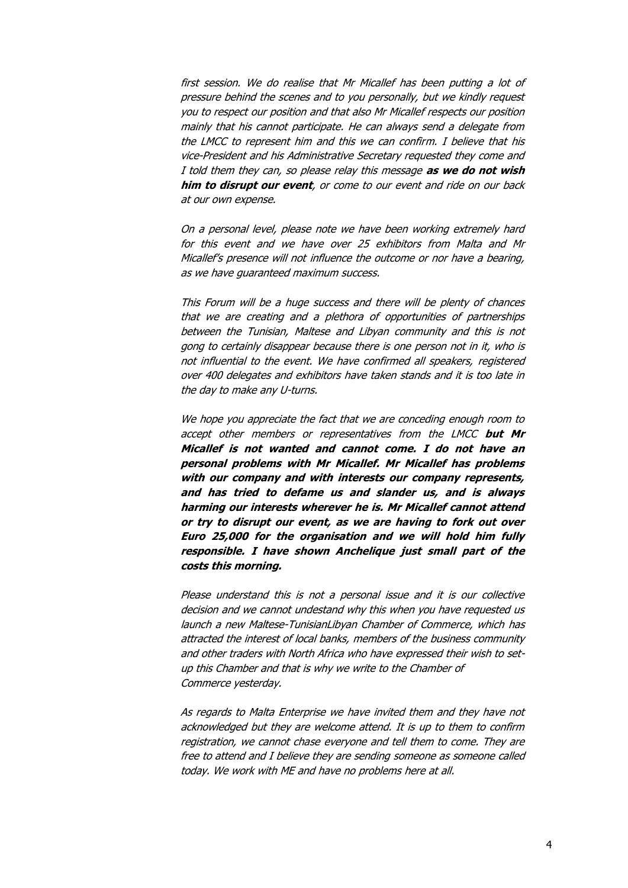*first session. We do realise that Mr Micallef has been putting a lot of pressure behind the scenes and to you personally, but we kindly request you to respect our position and that also Mr Micallef respects our position mainly that his cannot participate. He can always send a delegate from the LMCC to represent him and this we can confirm. I believe that his vice-President and his Administrative Secretary requested they come and I told them they can, so please relay this message **as we do not wish him to disrupt our event**, or come to our event and ride on our back at our own expense.*

*On a personal level, please note we have been working extremely hard for this event and we have over 25 exhibitors from Malta and Mr Micallef's presence will not influence the outcome or nor have a bearing, as we have guaranteed maximum success.*

*This Forum will be a huge success and there will be plenty of chances that we are creating and a plethora of opportunities of partnerships between the Tunisian, Maltese and Libyan community and this is not gong to certainly disappear because there is one person not in it, who is not influential to the event. We have confirmed all speakers, registered over 400 delegates and exhibitors have taken stands and it is too late in the day to make any U-turns.*

*We hope you appreciate the fact that we are conceding enough room to accept other members or representatives from the LMCC **but Mr Micallef is not wanted and cannot come. I do not have an personal problems with Mr Micallef. Mr Micallef has problems with our company and with interests our company represents, and has tried to defame us and slander us, and is always harming our interests wherever he is. Mr Micallef cannot attend or try to disrupt our event, as we are having to fork out over Euro 25,000 for the organisation and we will hold him fully responsible. I have shown Anchelique just small part of the costs this morning.***

*Please understand this is not a personal issue and it is our collective decision and we cannot undestand why this when you have requested us launch a new Maltese-TunisianLibyan Chamber of Commerce, which has attracted the interest of local banks, members of the business community and other traders with North Africa who have expressed their wish to set-up this Chamber and that is why we write to the Chamber of Commerce yesterday.*

*As regards to Malta Enterprise we have invited them and they have not acknowledged but they are welcome attend. It is up to them to confirm registration, we cannot chase everyone and tell them to come. They are free to attend and I believe they are sending someone as someone called today. We work with ME and have no problems here at all.*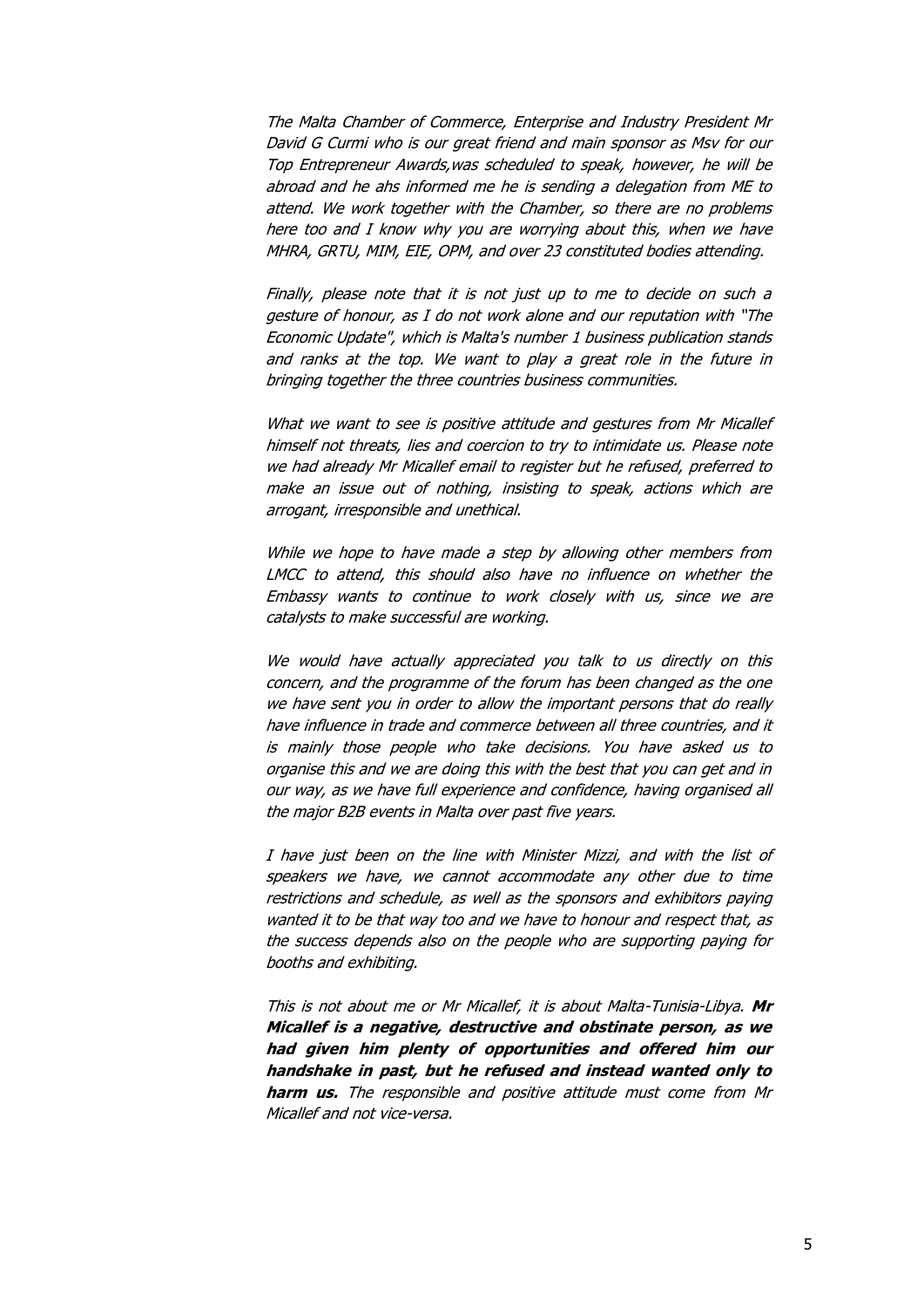*The Malta Chamber of Commerce, Enterprise and Industry President Mr David G Curmi who is our great friend and main sponsor as Msv for our Top Entrepreneur Awards,was scheduled to speak, however, he will be abroad and he ahs informed me he is sending a delegation from ME to attend. We work together with the Chamber, so there are no problems here too and I know why you are worrying about this, when we have MHRA, GRTU, MIM, EIE, OPM, and over 23 constituted bodies attending.*

*Finally, please note that it is not just up to me to decide on such a gesture of honour, as I do not work alone and our reputation with "The Economic Update", which is Malta's number 1 business publication stands and ranks at the top. We want to play a great role in the future in bringing together the three countries business communities.*

*What we want to see is positive attitude and gestures from Mr Micallef himself not threats, lies and coercion to try to intimidate us. Please note we had already Mr Micallef email to register but he refused, preferred to make an issue out of nothing, insisting to speak, actions which are arrogant, irresponsible and unethical.*

*While we hope to have made a step by allowing other members from LMCC to attend, this should also have no influence on whether the Embassy wants to continue to work closely with us, since we are catalysts to make successful are working.*

*We would have actually appreciated you talk to us directly on this concern, and the programme of the forum has been changed as the one we have sent you in order to allow the important persons that do really have influence in trade and commerce between all three countries, and it is mainly those people who take decisions. You have asked us to organise this and we are doing this with the best that you can get and in our way, as we have full experience and confidence, having organised all the major B2B events in Malta over past five years.*

*I have just been on the line with Minister Mizzi, and with the list of speakers we have, we cannot accommodate any other due to time restrictions and schedule, as well as the sponsors and exhibitors paying wanted it to be that way too and we have to honour and respect that, as the success depends also on the people who are supporting paying for booths and exhibiting.*

*This is not about me or Mr Micallef, it is about Malta-Tunisia-Libya.* ***Mr Micallef is a negative, destructive and obstinate person, as we had given him plenty of opportunities and offered him our handshake in past, but he refused and instead wanted only to harm us.*** *The responsible and positive attitude must come from Mr Micallef and not vice-versa.*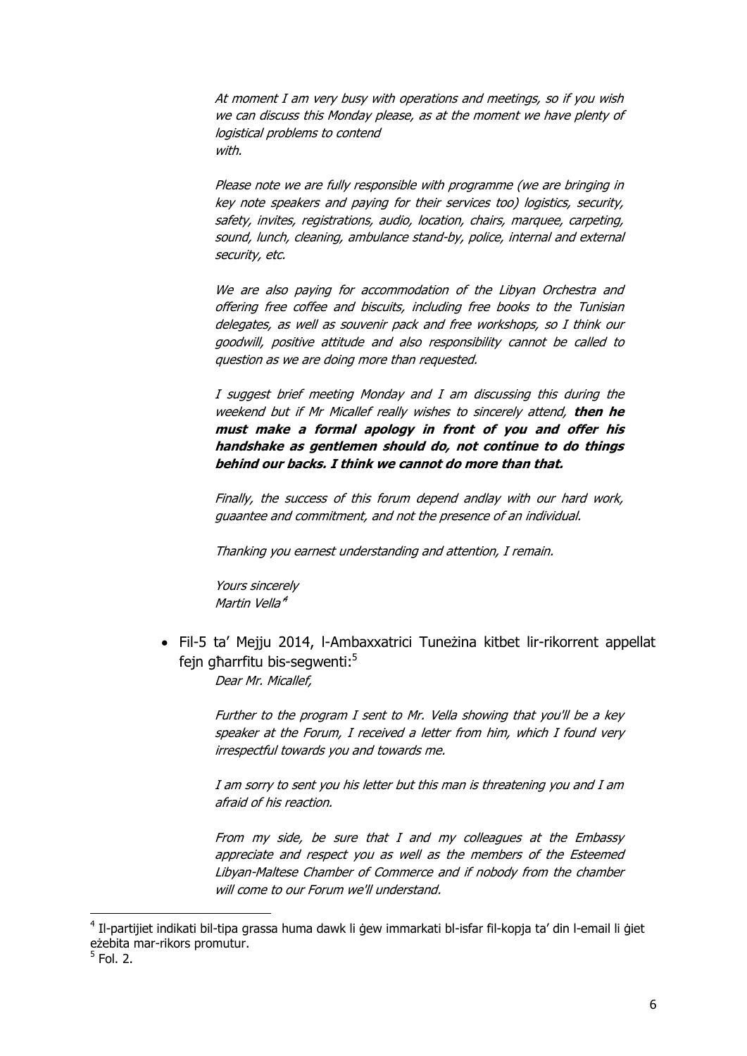*At moment I am very busy with operations and meetings, so if you wish we can discuss this Monday please, as at the moment we have plenty of logistical problems to contend with.*

*Please note we are fully responsible with programme (we are bringing in key note speakers and paying for their services too) logistics, security, safety, invites, registrations, audio, location, chairs, marquee, carpeting, sound, lunch, cleaning, ambulance stand-by, police, internal and external security, etc.*

*We are also paying for accommodation of the Libyan Orchestra and offering free coffee and biscuits, including free books to the Tunisian delegates, as well as souvenir pack and free workshops, so I think our goodwill, positive attitude and also responsibility cannot be called to question as we are doing more than requested.*

*I suggest brief meeting Monday and I am discussing this during the weekend but if Mr Micallef really wishes to sincerely attend,* ***then he must make a formal apology in front of you and offer his handshake as gentlemen should do, not continue to do things behind our backs. I think we cannot do more than that.***

*Finally, the success of this forum depend andlay with our hard work, guaantee and commitment, and not the presence of an individual.*

*Thanking you earnest understanding and attention, I remain.*

*Yours sincerely*
*Martin Vella*[4]

- Fil-5 ta' Mejju 2014, l-Ambaxxatrici Tuneżina kitbet lir-rikorrent appellat fejn għarrfitu bis-segwenti:[5]

  *Dear Mr. Micallef,*

  *Further to the program I sent to Mr. Vella showing that you'll be a key speaker at the Forum, I received a letter from him, which I found very irrespectful towards you and towards me.*

  *I am sorry to sent you his letter but this man is threatening you and I am afraid of his reaction.*

  *From my side, be sure that I and my colleagues at the Embassy appreciate and respect you as well as the members of the Esteemed Libyan-Maltese Chamber of Commerce and if nobody from the chamber will come to our Forum we'll understand.*

---

[4] Il-partijiet indikati bil-tipa grassa huma dawk li ġew immarkati bl-isfar fil-kopja ta' din l-email li ġiet eżebita mar-rikors promutur.

[5] Fol. 2.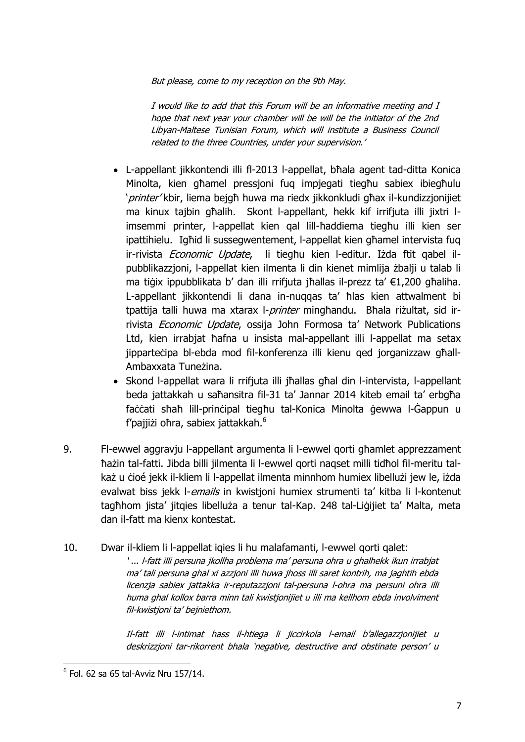*But please, come to my reception on the 9th May.*

*I would like to add that this Forum will be an informative meeting and I hope that next year your chamber will be will be the initiator of the 2nd Libyan-Maltese Tunisian Forum, which will institute a Business Council related to the three Countries, under your supervision.'*

- L-appellant jikkontendi illi fl-2013 l-appellat, bħala agent tad-ditta Konica Minolta, kien għamel pressjoni fuq impjegati tiegħu sabiex ibiegħulu '*printer'* kbir, liema bejgħ huwa ma riedx jikkonkludi għax il-kundizzjonijiet ma kinux tajbin għalih. Skont l-appellant, hekk kif irrifjuta illi jixtri l-imsemmi printer, l-appellat kien qal lill-ħaddiema tiegħu illi kien ser ipattihielu. Igħid li sussegwentement, l-appellat kien għamel intervista fuq ir-rivista *Economic Update*, li tiegħu kien l-editur. Iżda ftit qabel il-pubblikazzjoni, l-appellat kien ilmenta li din kienet mimlija żbalji u talab li ma tiġix ippubblikata b' dan illi rrifjuta jħallas il-prezz ta' €1,200 għaliha. L-appellant jikkontendi li dana in-nuqqas ta' ħlas kien attwalment bi tpattija talli huwa ma xtarax l-*printer* mingħandu. Bħala riżultat, sid ir-rivista *Economic Update*, ossija John Formosa ta' Network Publications Ltd, kien irrabjat ħafna u insista mal-appellant illi l-appellat ma setax jipparteċipa bl-ebda mod fil-konferenza illi kienu qed jorganizzaw għall-Ambaxxata Tuneżina.
- Skond l-appellat wara li rrifjuta illi jħallas għal din l-intervista, l-appellant beda jattakkah u saħansitra fil-31 ta' Jannar 2014 kiteb email ta' erbgħa faċċati sħaħ lill-prinċipal tiegħu tal-Konica Minolta ġewwa l-Ġappun u f'pajjiżi oħra, sabiex jattakkah.[6]

9. Fl-ewwel aggravju l-appellant argumenta li l-ewwel qorti għamlet apprezzament ħażin tal-fatti. Jibda billi jilmenta li l-ewwel qorti naqset milli tidħol fil-meritu tal-każ u ċioé jekk il-kliem li l-appellat ilmenta minnhom humiex libellużi jew le, iżda evalwat biss jekk l-*emails* in kwistjoni humiex strumenti ta' kitba li l-kontenut tagħhom jista' jitqies libelluża a tenur tal-Kap. 248 tal-Liġijiet ta' Malta, meta dan il-fatt ma kienx kontestat.

10. Dwar il-kliem li l-appellat iqies li hu malafamanti, l-ewwel qorti qalet:

*'... l-fatt illi persuna jkollha problema ma' persuna ohra u ghalhekk ikun irrabjat ma' tali persuna ghal xi azzjoni illi huwa jhoss illi saret kontrih, ma jaghtih ebda licenzja sabiex jattakka ir-reputazzjoni tal-persuna l-ohra ma persuni ohra illi huma ghal kollox barra minn tali kwistjonijiet u illi ma kellhom ebda involviment fil-kwistjoni ta' bejniethom.*

*Il-fatt illi l-intimat hass il-htiega li jiccirkola l-email b'allegazzjonijiet u deskrizzjoni tar-rikorrent bhala 'negative, destructive and obstinate person' u*

[6] Fol. 62 sa 65 tal-Avviz Nru 157/14.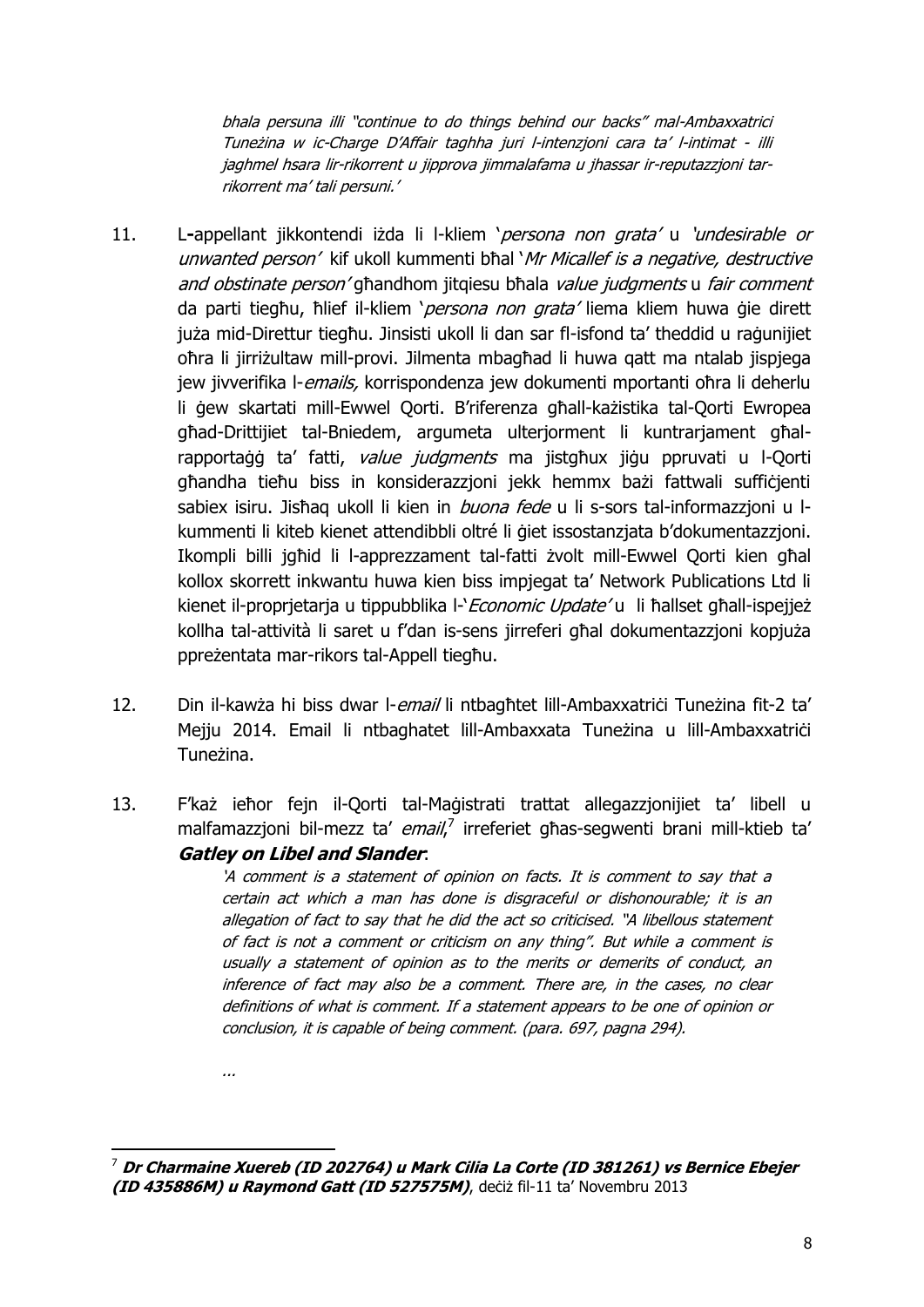*bhala persuna illi "continue to do things behind our backs" mal-Ambaxxatrici Tuneżina w ic-Charge D'Affair taghha juri l-intenzjoni cara ta' l-intimat - illi jaghmel hsara lir-rikorrent u jipprova jimmalafama u jhassar ir-reputazzjoni tar-rikorrent ma' tali persuni.'*

11. L-appellant jikkontendi iżda li l-kliem '*persona non grata*' u '*undesirable or unwanted person*' kif ukoll kummenti bħal '*Mr Micallef is a negative, destructive and obstinate person*' għandhom jitqiesu bħala *value judgments* u *fair comment* da parti tiegħu, ħlief il-kliem '*persona non grata*' liema kliem huwa ġie dirett diġà mid-Direttur tiegħu. Jinsisti ukoll li dan sar fl-isfond ta' theddid u raġunijiet oħra li jirriżultaw mill-provi. Jilmenta mbagħad li huwa qatt ma ntalab jispjega jew jivverifika l-*emails*, korrispondenza jew dokumenti mportanti oħra li deherlu li ġew skartati mill-Ewwel Qorti. B'riferenza għall-każistika tal-Qorti Ewropea għad-Drittijiet tal-Bniedem, argumeta ulterjorment li kuntrarjament għal-rapportaġġ ta' fatti, *value judgments* ma jistgħux jiġu ppruvati u l-Qorti għandha tieħu biss in konsiderazzjoni jekk hemmx bażi fattwali suffiċjenti sabiex isiru. Jisħaq ukoll li kien in *buona fede* u li s-sors tal-informazzjoni u l-kummenti li kiteb kienet attendibbli oltré li ġiet issostanzjata b'dokumentazzjoni. Ikompli billi jgħid li l-apprezzament tal-fatti żvolt mill-Ewwel Qorti kien għal kollox skorrett inkwantu huwa kien biss impjegat ta' Network Publications Ltd li kienet il-proprjetarja u tippubblika l-'*Economic Update*' u li ħallset għall-ispejjeż kollha tal-attività li saret u f'dan is-sens jirreferi għal dokumentazzjoni kopjuża ppreżentata mar-rikors tal-Appell tiegħu.

12. Din il-kawża hi biss dwar l-*email* li ntbagħtet lill-Ambaxxatriċi Tuneżina fit-2 ta' Mejju 2014. Email li ntbaghatet lill-Ambaxxata Tuneżina u lill-Ambaxxatriċi Tuneżina.

13. F'każ ieħor fejn il-Qorti tal-Maġistrati trattat allegazzjonijiet ta' libell u malfamazzjoni bil-mezz ta' *email*,[7] irreferiet għas-segwenti brani mill-ktieb ta' ***Gatley on Libel and Slander***:

> *'A comment is a statement of opinion on facts. It is comment to say that a certain act which a man has done is disgraceful or dishonourable; it is an allegation of fact to say that he did the act so criticised. "A libellous statement of fact is not a comment or criticism on any thing". But while a comment is usually a statement of opinion as to the merits or demerits of conduct, an inference of fact may also be a comment. There are, in the cases, no clear definitions of what is comment. If a statement appears to be one of opinion or conclusion, it is capable of being comment. (para. 697, pagna 294).*
>
> *...*

[7] ***Dr Charmaine Xuereb (ID 202764) u Mark Cilia La Corte (ID 381261) vs Bernice Ebejer (ID 435886M) u Raymond Gatt (ID 527575M)***, deċiż fil-11 ta' Novembru 2013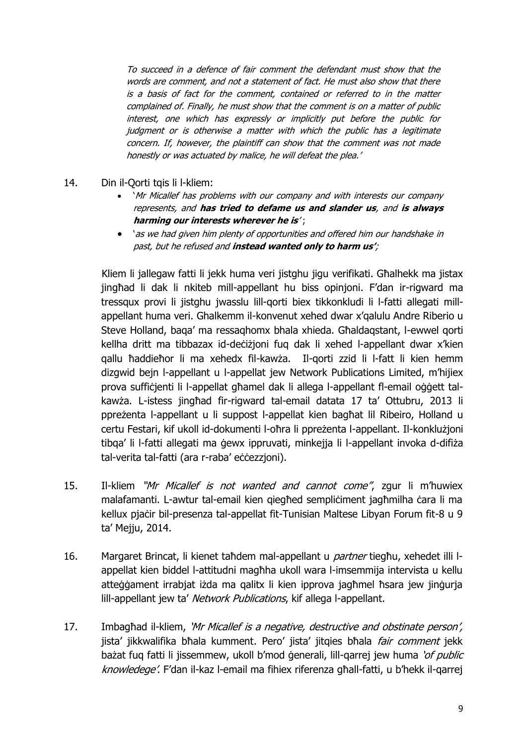*To succeed in a defence of fair comment the defendant must show that the words are comment, and not a statement of fact. He must also show that there is a basis of fact for the comment, contained or referred to in the matter complained of. Finally, he must show that the comment is on a matter of public interest, one which has expressly or implicitly put before the public for judgment or is otherwise a matter with which the public has a legitimate concern. If, however, the plaintiff can show that the comment was not made honestly or was actuated by malice, he will defeat the plea.'*

14. Din il-Qorti tqis li l-kliem:
    - '*Mr Micallef has problems with our company and with interests our company represents, and **has tried to defame us and slander us**, and **is always harming our interests wherever he is**'*;
    - '*as we had given him plenty of opportunities and offered him our handshake in past, but he refused and **instead wanted only to harm us'***;

    Kliem li jallegaw fatti li jekk huma veri jistgħu jigu verifikati. Għalhekk ma jistax jingħad li dak li nkiteb mill-appellant hu biss opinjoni. F'dan ir-rigward ma tressqux provi li jistgħu jwasslu lill-qorti biex tikkonkludi li l-fatti allegati mill-appellant huma veri. Ghalkemm il-konvenut xehed dwar x'qalulu Andre Riberio u Steve Holland, baqa' ma ressaqhomx bhala xhieda. Għaldaqstant, l-ewwel qorti kellha dritt ma tibbazax id-deċiżjoni fuq dak li xehed l-appellant dwar x'kien qallu ħaddieħor li ma xehedx fil-kawża. Il-qorti zzid li l-fatt li kien hemm dizgwid bejn l-appellant u l-appellat jew Network Publications Limited, m'hijiex prova suffiċjenti li l-appellat għamel dak li allega l-appellant fl-email oġġett tal-kawża. L-istess jingħad fir-rigward tal-email datata 17 ta' Ottubru, 2013 li ppreżenta l-appellant u li suppost l-appellat kien bagħat lil Ribeiro, Holland u certu Festari, kif ukoll id-dokumenti l-oħra li ppreżenta l-appellant. Il-konklużjoni tibqa' li l-fatti allegati ma ġewx ippruvati, minkejja li l-appellant invoka d-difiża tal-verita tal-fatti (ara r-raba' eċċezzjoni).

15. Il-kliem *"Mr Micallef is not wanted and cannot come"*, zgur li m'huwiex malafamanti. L-awtur tal-email kien qiegħed sempliċiment jagħmilha ċara li ma kellux pjaċir bil-presenza tal-appellat fit-Tunisian Maltese Libyan Forum fit-8 u 9 ta' Mejju, 2014.

16. Margaret Brincat, li kienet taħdem mal-appellant u *partner* tiegħu, xehedet illi l-appellat kien biddel l-attitudni magħha ukoll wara l-imsemmija intervista u kellu atteġġament irrabjat iżda ma qalitx li kien ipprova jagħmel ħsara jew jinġurja lill-appellant jew ta' *Network Publications*, kif allega l-appellant.

17. Imbagħad il-kliem, *'Mr Micallef is a negative, destructive and obstinate person'*, jista' jikkwalifika bħala kumment. Pero' jista' jitqies bħala *fair comment* jekk bażat fuq fatti li jissemmew, ukoll b'mod ġenerali, lill-qarrej jew huma *'of public knowledege'*. F'dan il-kaz l-email ma fihiex riferenza għall-fatti, u b'hekk il-qarrej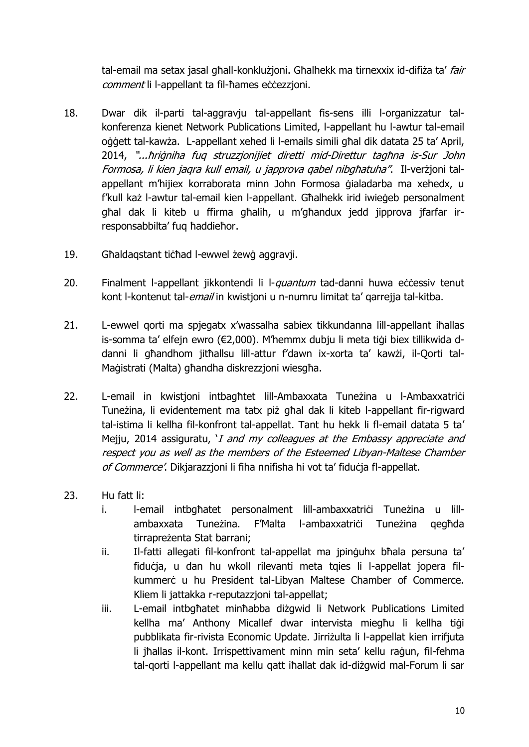tal-email ma setax jasal għall-konklużjoni. Għalhekk ma tirnexxix id-difiża ta' *fair comment* li l-appellant ta fil-ħames eċċezzjoni.

18. Dwar dik il-parti tal-aggravju tal-appellant fis-sens illi l-organizzatur tal-konferenza kienet Network Publications Limited, l-appellant hu l-awtur tal-email oġġett tal-kawża. L-appellant xehed li l-emails simili għal dik datata 25 ta' April, 2014, *"...ħriġniha fuq struzzjonijiet diretti mid-Direttur tagħna is-Sur John Formosa, li kien jaqra kull email, u japprova qabel nibgħatuha"*. Il-verżjoni tal-appellant m'hijiex korraborata minn John Formosa ġialadarba ma xehedx, u f'kull każ l-awtur tal-email kien l-appellant. Għalhekk irid iwieġeb personalment għal dak li kiteb u ffirma għalih, u m'għandux jedd jipprova jfarfar ir-responsabbilta' fuq ħaddieħor.

19. Għaldaqstant tiċħad l-ewwel żewġ aggravji.

20. Finalment l-appellant jikkontendi li l-*quantum* tad-danni huwa eċċessiv tenut kont l-kontenut tal-*email* in kwistjoni u n-numru limitat ta' qarrejja tal-kitba.

21. L-ewwel qorti ma spjegatx x'wassalha sabiex tikkundanna lill-appellant iħallas is-somma ta' elfejn ewro (€2,000). M'hemmx dubju li meta tiġi biex tillikwida d-danni li għandhom jitħallsu lill-attur f'dawn ix-xorta ta' kawżi, il-Qorti tal-Maġistrati (Malta) għandha diskrezzjoni wiesgħa.

22. L-email in kwistjoni intbagħtet lill-Ambaxxata Tuneżina u l-Ambaxxatriċi Tuneżina, li evidentement ma tatx piż għal dak li kiteb l-appellant fir-rigward tal-istima li kellha fil-konfront tal-appellat. Tant hu hekk li fl-email datata 5 ta' Mejju, 2014 assiguratu, '*I and my colleagues at the Embassy appreciate and respect you as well as the members of the Esteemed Libyan-Maltese Chamber of Commerce*'. Dikjarazzjoni li fiha nnifisha hi vot ta' fiduċja fl-appellat.

23. Hu fatt li:
    i. l-email intbgħatet personalment lill-ambaxxatriċi Tuneżina u lill-ambaxxata Tuneżina. F'Malta l-ambaxxatriċi Tuneżina qegħda tirrappreżenta Stat barrani;
    ii. Il-fatti allegati fil-konfront tal-appellat ma jpinġuhx bħala persuna ta' fiduċja, u dan hu wkoll rilevanti meta tqies li l-appellat jopera fil-kummerċ u hu President tal-Libyan Maltese Chamber of Commerce. Kliem li jattakka r-reputazzjoni tal-appellat;
    iii. L-email intbgħatet minħabba diżgwid li Network Publications Limited kellha ma' Anthony Micallef dwar intervista miegħu li kellha tiġi pubblikata fir-rivista Economic Update. Jirriżulta li l-appellat kien irrifjuta li jħallas il-kont. Irrispettivament minn min seta' kellu raġun, fil-fehma tal-qorti l-appellant ma kellu qatt iħallat dak id-diżgwid mal-Forum li sar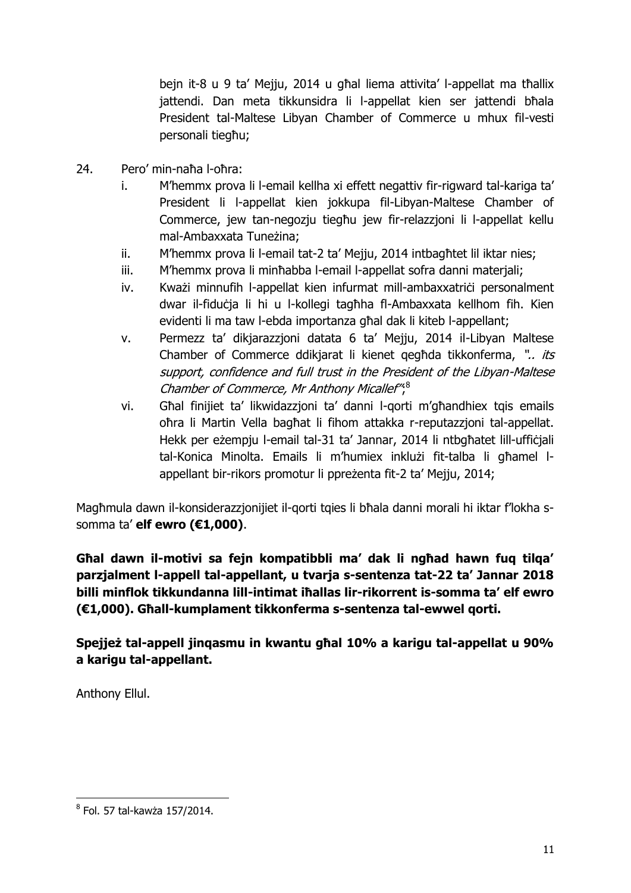bejn it-8 u 9 ta' Mejju, 2014 u għal liema attivita' l-appellat ma tħallix jattendi. Dan meta tikkunsidra li l-appellat kien ser jattendi bħala President tal-Maltese Libyan Chamber of Commerce u mhux fil-vesti personali tiegħu;

24. Pero' min-naħa l-oħra:
    i. M'hemmx prova li l-email kellha xi effett negattiv fir-rigward tal-kariga ta' President li l-appellat kien jokkupa fil-Libyan-Maltese Chamber of Commerce, jew tan-negozju tiegħu jew fir-relazzjoni li l-appellat kellu mal-Ambaxxata Tuneżina;
    ii. M'hemmx prova li l-email tat-2 ta' Mejju, 2014 intbagħtet lil iktar nies;
    iii. M'hemmx prova li minħabba l-email l-appellat sofra danni materjali;
    iv. Kważi minnufih l-appellat kien infurmat mill-ambaxxatriċi personalment dwar il-fiduċja li hi u l-kollegi tagħha fl-Ambaxxata kellhom fih. Kien evidenti li ma taw l-ebda importanza għal dak li kiteb l-appellant;
    v. Permezz ta' dikjarazzjoni datata 6 ta' Mejju, 2014 il-Libyan Maltese Chamber of Commerce ddikjarat li kienet qegħda tikkonferma, *".. its support, confidence and full trust in the President of the Libyan-Maltese Chamber of Commerce, Mr Anthony Micallef"*;[8]
    vi. Għal finijiet ta' likwidazzjoni ta' danni l-qorti m'għandhiex tqis emails oħra li Martin Vella bagħat li fihom attakka r-reputazzjoni tal-appellat. Hekk per eżempju l-email tal-31 ta' Jannar, 2014 li ntbgħatet lill-uffiċjali tal-Konica Minolta. Emails li m'humiex inklużi fit-talba li għamel l-appellant bir-rikors promotur li ppreżenta fit-2 ta' Mejju, 2014;

Magħmula dawn il-konsiderazzjonijiet il-qorti tqies li bħala danni morali hi iktar f'lokha s-somma ta' **elf ewro (€1,000)**.

**Għal dawn il-motivi sa fejn kompatibbli ma' dak li ngħad hawn fuq tilqa' parzjalment l-appell tal-appellant, u tvarja s-sentenza tat-22 ta' Jannar 2018 billi minflok tikkundanna lill-intimat iħallas lir-rikorrent is-somma ta' elf ewro (€1,000). Għall-kumplament tikkonferma s-sentenza tal-ewwel qorti.**

**Spejjeż tal-appell jinqasmu in kwantu għal 10% a karigu tal-appellat u 90% a karigu tal-appellant.**

Anthony Ellul.

[8] Fol. 57 tal-kawża 157/2014.